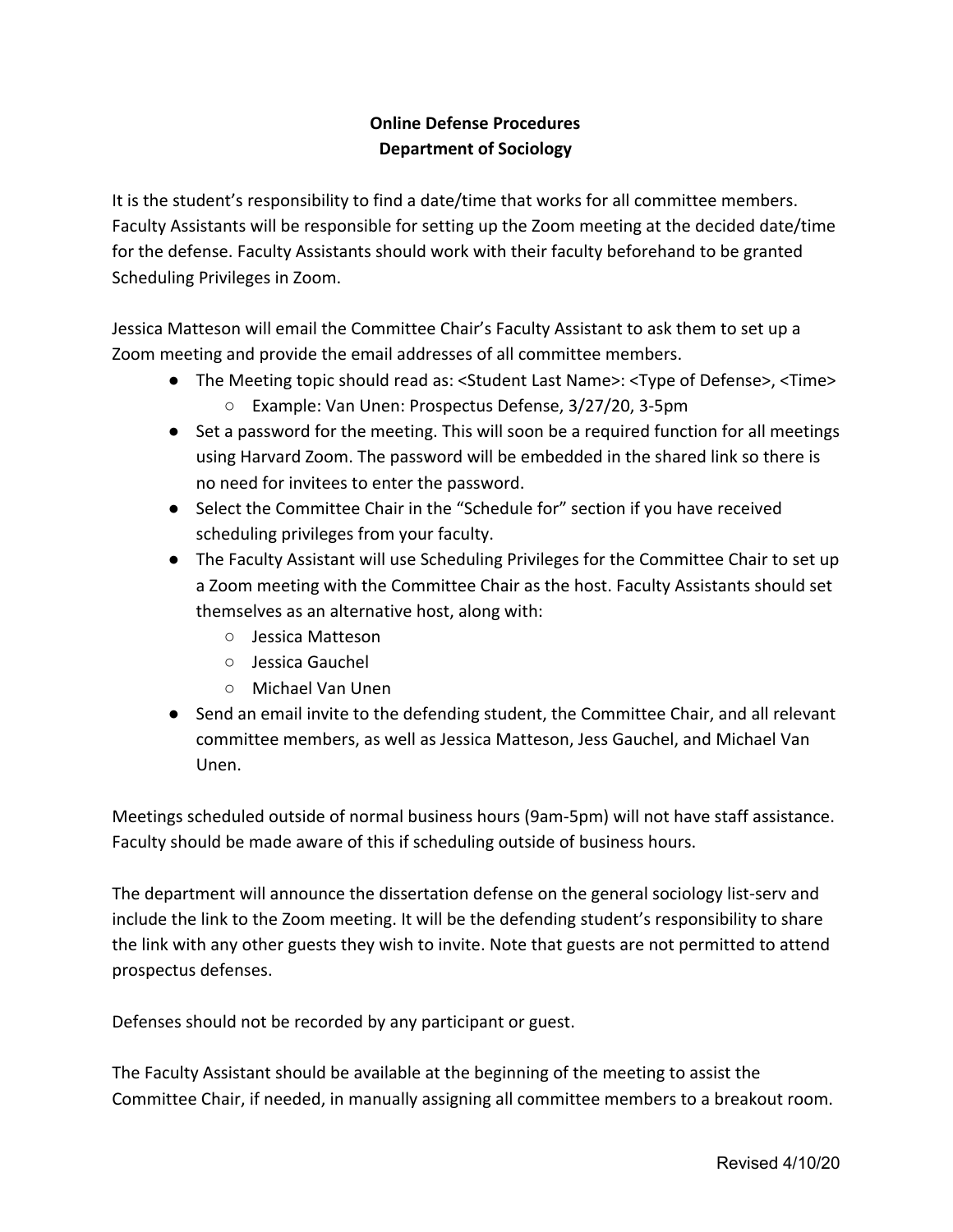**Online Defense Procedures**
**Department of Sociology**

It is the student's responsibility to find a date/time that works for all committee members. Faculty Assistants will be responsible for setting up the Zoom meeting at the decided date/time for the defense. Faculty Assistants should work with their faculty beforehand to be granted Scheduling Privileges in Zoom.

Jessica Matteson will email the Committee Chair's Faculty Assistant to ask them to set up a Zoom meeting and provide the email addresses of all committee members.

- The Meeting topic should read as: <Student Last Name>: <Type of Defense>, <Time>
  - Example: Van Unen: Prospectus Defense, 3/27/20, 3-5pm
- Set a password for the meeting. This will soon be a required function for all meetings using Harvard Zoom. The password will be embedded in the shared link so there is no need for invitees to enter the password.
- Select the Committee Chair in the "Schedule for" section if you have received scheduling privileges from your faculty.
- The Faculty Assistant will use Scheduling Privileges for the Committee Chair to set up a Zoom meeting with the Committee Chair as the host. Faculty Assistants should set themselves as an alternative host, along with:
  - Jessica Matteson
  - Jessica Gauchel
  - Michael Van Unen
- Send an email invite to the defending student, the Committee Chair, and all relevant committee members, as well as Jessica Matteson, Jess Gauchel, and Michael Van Unen.

Meetings scheduled outside of normal business hours (9am-5pm) will not have staff assistance. Faculty should be made aware of this if scheduling outside of business hours.

The department will announce the dissertation defense on the general sociology list-serv and include the link to the Zoom meeting. It will be the defending student's responsibility to share the link with any other guests they wish to invite. Note that guests are not permitted to attend prospectus defenses.

Defenses should not be recorded by any participant or guest.

The Faculty Assistant should be available at the beginning of the meeting to assist the Committee Chair, if needed, in manually assigning all committee members to a breakout room.

Revised 4/10/20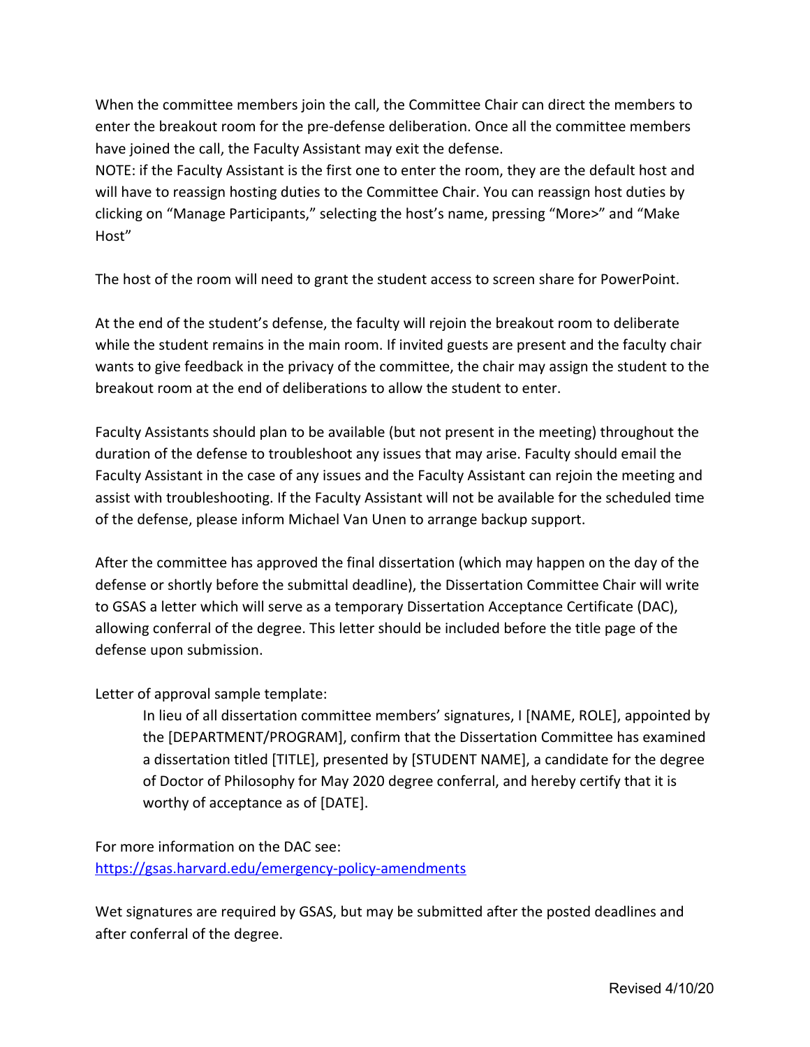When the committee members join the call, the Committee Chair can direct the members to enter the breakout room for the pre-defense deliberation. Once all the committee members have joined the call, the Faculty Assistant may exit the defense.
NOTE: if the Faculty Assistant is the first one to enter the room, they are the default host and will have to reassign hosting duties to the Committee Chair. You can reassign host duties by clicking on "Manage Participants," selecting the host's name, pressing "More>" and "Make Host"

The host of the room will need to grant the student access to screen share for PowerPoint.

At the end of the student's defense, the faculty will rejoin the breakout room to deliberate while the student remains in the main room. If invited guests are present and the faculty chair wants to give feedback in the privacy of the committee, the chair may assign the student to the breakout room at the end of deliberations to allow the student to enter.

Faculty Assistants should plan to be available (but not present in the meeting) throughout the duration of the defense to troubleshoot any issues that may arise. Faculty should email the Faculty Assistant in the case of any issues and the Faculty Assistant can rejoin the meeting and assist with troubleshooting. If the Faculty Assistant will not be available for the scheduled time of the defense, please inform Michael Van Unen to arrange backup support.

After the committee has approved the final dissertation (which may happen on the day of the defense or shortly before the submittal deadline), the Dissertation Committee Chair will write to GSAS a letter which will serve as a temporary Dissertation Acceptance Certificate (DAC), allowing conferral of the degree. This letter should be included before the title page of the defense upon submission.

Letter of approval sample template:

> In lieu of all dissertation committee members' signatures, I [NAME, ROLE], appointed by the [DEPARTMENT/PROGRAM], confirm that the Dissertation Committee has examined a dissertation titled [TITLE], presented by [STUDENT NAME], a candidate for the degree of Doctor of Philosophy for May 2020 degree conferral, and hereby certify that it is worthy of acceptance as of [DATE].

For more information on the DAC see:
[https://gsas.harvard.edu/emergency-policy-amendments](https://gsas.harvard.edu/emergency-policy-amendments)

Wet signatures are required by GSAS, but may be submitted after the posted deadlines and after conferral of the degree.

Revised 4/10/20